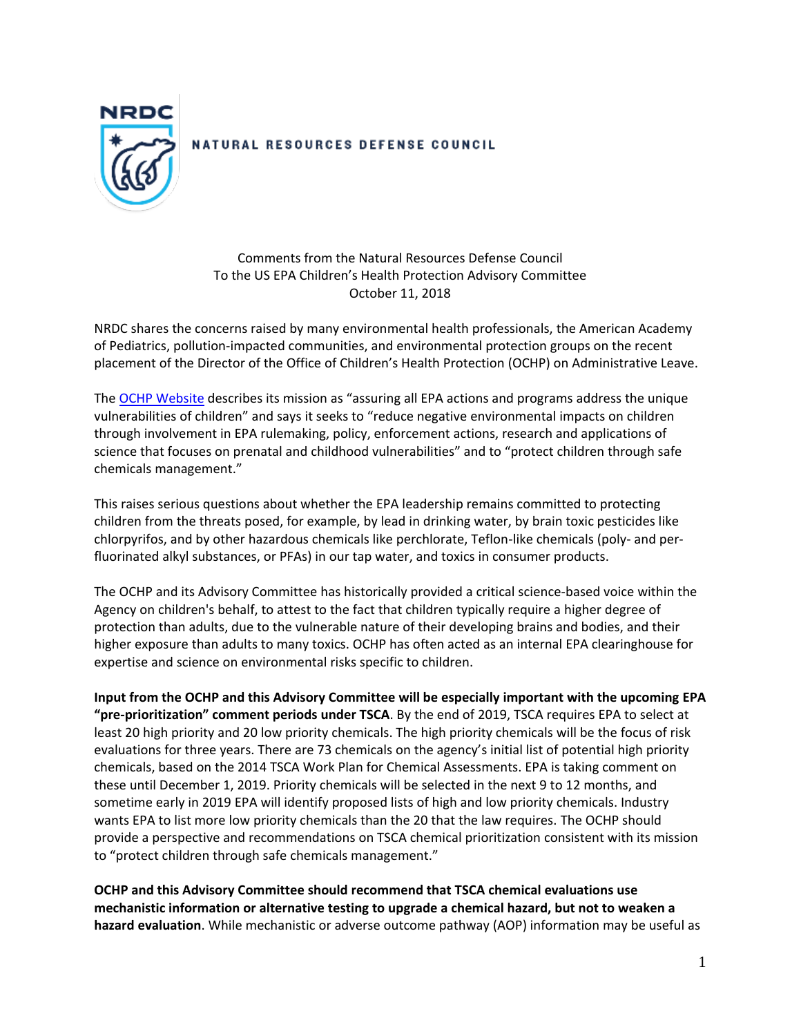NRDC

NATURAL RESOURCES DEFENSE COUNCIL

Comments from the Natural Resources Defense Council
To the US EPA Children's Health Protection Advisory Committee
October 11, 2018

NRDC shares the concerns raised by many environmental health professionals, the American Academy of Pediatrics, pollution-impacted communities, and environmental protection groups on the recent placement of the Director of the Office of Children's Health Protection (OCHP) on Administrative Leave.

The OCHP Website describes its mission as "assuring all EPA actions and programs address the unique vulnerabilities of children" and says it seeks to "reduce negative environmental impacts on children through involvement in EPA rulemaking, policy, enforcement actions, research and applications of science that focuses on prenatal and childhood vulnerabilities" and to "protect children through safe chemicals management."

This raises serious questions about whether the EPA leadership remains committed to protecting children from the threats posed, for example, by lead in drinking water, by brain toxic pesticides like chlorpyrifos, and by other hazardous chemicals like perchlorate, Teflon-like chemicals (poly- and per-fluorinated alkyl substances, or PFAs) in our tap water, and toxics in consumer products.

The OCHP and its Advisory Committee has historically provided a critical science-based voice within the Agency on children's behalf, to attest to the fact that children typically require a higher degree of protection than adults, due to the vulnerable nature of their developing brains and bodies, and their higher exposure than adults to many toxics. OCHP has often acted as an internal EPA clearinghouse for expertise and science on environmental risks specific to children.

**Input from the OCHP and this Advisory Committee will be especially important with the upcoming EPA "pre-prioritization" comment periods under TSCA**. By the end of 2019, TSCA requires EPA to select at least 20 high priority and 20 low priority chemicals. The high priority chemicals will be the focus of risk evaluations for three years. There are 73 chemicals on the agency's initial list of potential high priority chemicals, based on the 2014 TSCA Work Plan for Chemical Assessments. EPA is taking comment on these until December 1, 2019. Priority chemicals will be selected in the next 9 to 12 months, and sometime early in 2019 EPA will identify proposed lists of high and low priority chemicals. Industry wants EPA to list more low priority chemicals than the 20 that the law requires. The OCHP should provide a perspective and recommendations on TSCA chemical prioritization consistent with its mission to "protect children through safe chemicals management."

**OCHP and this Advisory Committee should recommend that TSCA chemical evaluations use mechanistic information or alternative testing to upgrade a chemical hazard, but not to weaken a hazard evaluation**. While mechanistic or adverse outcome pathway (AOP) information may be useful as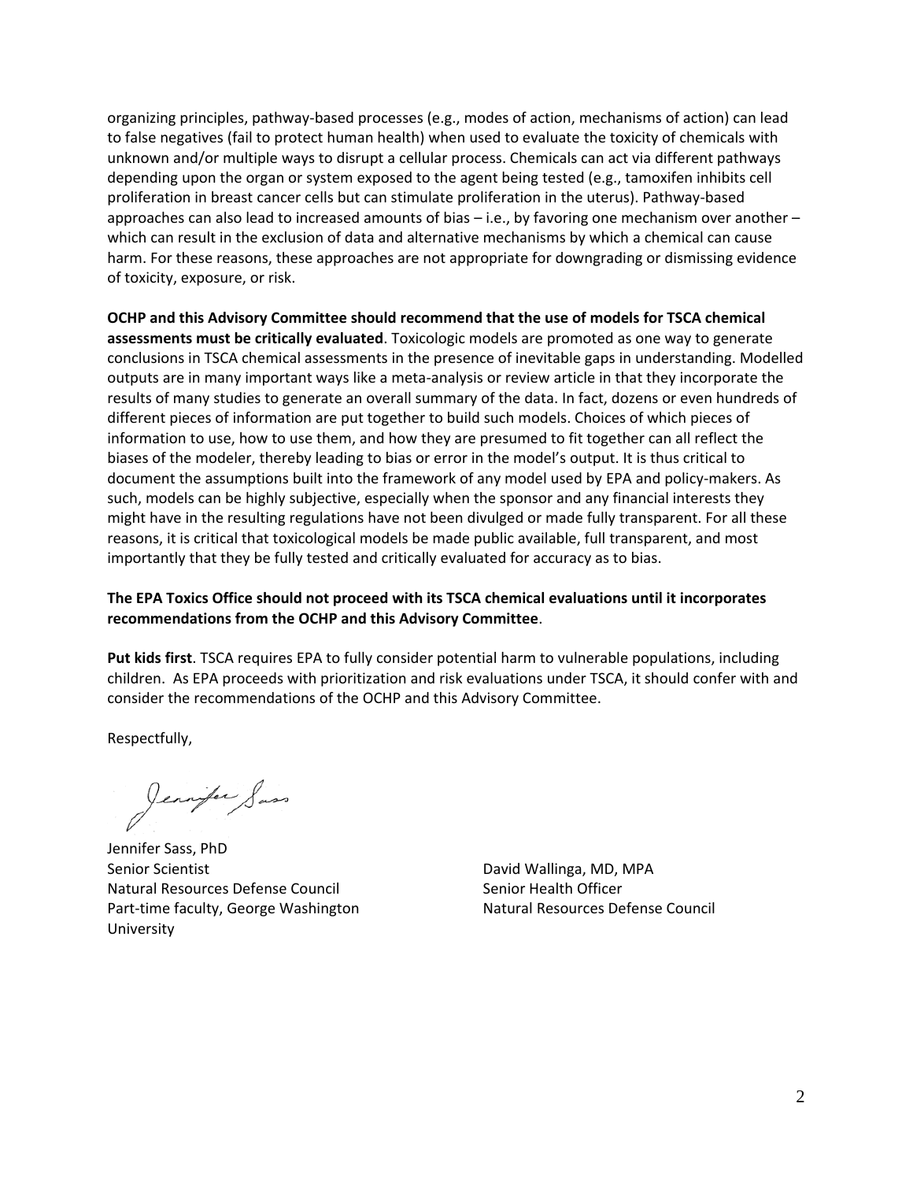organizing principles, pathway-based processes (e.g., modes of action, mechanisms of action) can lead to false negatives (fail to protect human health) when used to evaluate the toxicity of chemicals with unknown and/or multiple ways to disrupt a cellular process. Chemicals can act via different pathways depending upon the organ or system exposed to the agent being tested (e.g., tamoxifen inhibits cell proliferation in breast cancer cells but can stimulate proliferation in the uterus). Pathway-based approaches can also lead to increased amounts of bias – i.e., by favoring one mechanism over another – which can result in the exclusion of data and alternative mechanisms by which a chemical can cause harm. For these reasons, these approaches are not appropriate for downgrading or dismissing evidence of toxicity, exposure, or risk.

**OCHP and this Advisory Committee should recommend that the use of models for TSCA chemical assessments must be critically evaluated**. Toxicologic models are promoted as one way to generate conclusions in TSCA chemical assessments in the presence of inevitable gaps in understanding. Modelled outputs are in many important ways like a meta-analysis or review article in that they incorporate the results of many studies to generate an overall summary of the data. In fact, dozens or even hundreds of different pieces of information are put together to build such models. Choices of which pieces of information to use, how to use them, and how they are presumed to fit together can all reflect the biases of the modeler, thereby leading to bias or error in the model's output. It is thus critical to document the assumptions built into the framework of any model used by EPA and policy-makers. As such, models can be highly subjective, especially when the sponsor and any financial interests they might have in the resulting regulations have not been divulged or made fully transparent. For all these reasons, it is critical that toxicological models be made public available, full transparent, and most importantly that they be fully tested and critically evaluated for accuracy as to bias.

**The EPA Toxics Office should not proceed with its TSCA chemical evaluations until it incorporates recommendations from the OCHP and this Advisory Committee**.

**Put kids first**. TSCA requires EPA to fully consider potential harm to vulnerable populations, including children. As EPA proceeds with prioritization and risk evaluations under TSCA, it should confer with and consider the recommendations of the OCHP and this Advisory Committee.

Respectfully,

Jennifer Sass, PhD
Senior Scientist
Natural Resources Defense Council
Part-time faculty, George Washington University

David Wallinga, MD, MPA
Senior Health Officer
Natural Resources Defense Council